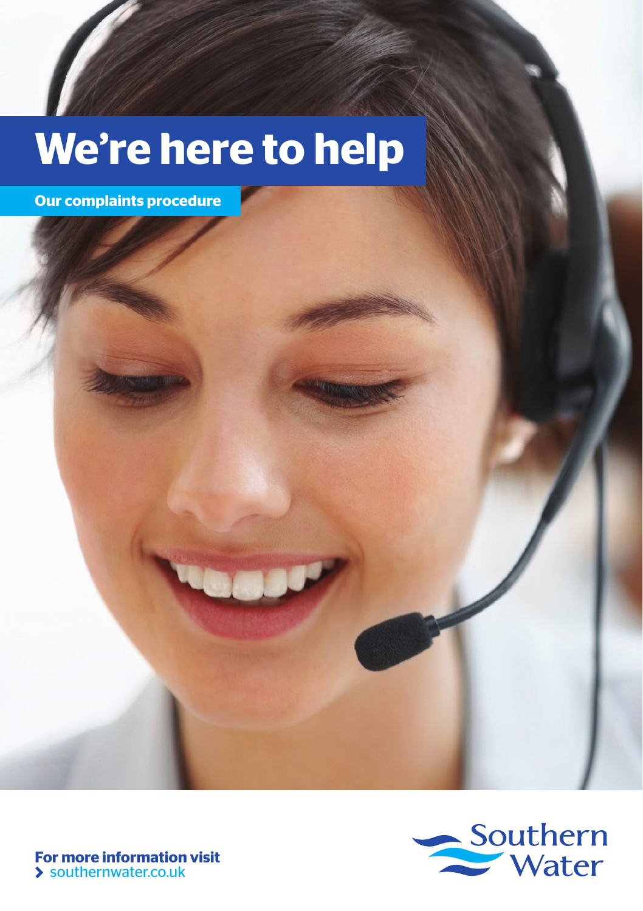# We're here to help

## Our complaints procedure

**For more information visit**
> southernwater.co.uk

Southern Water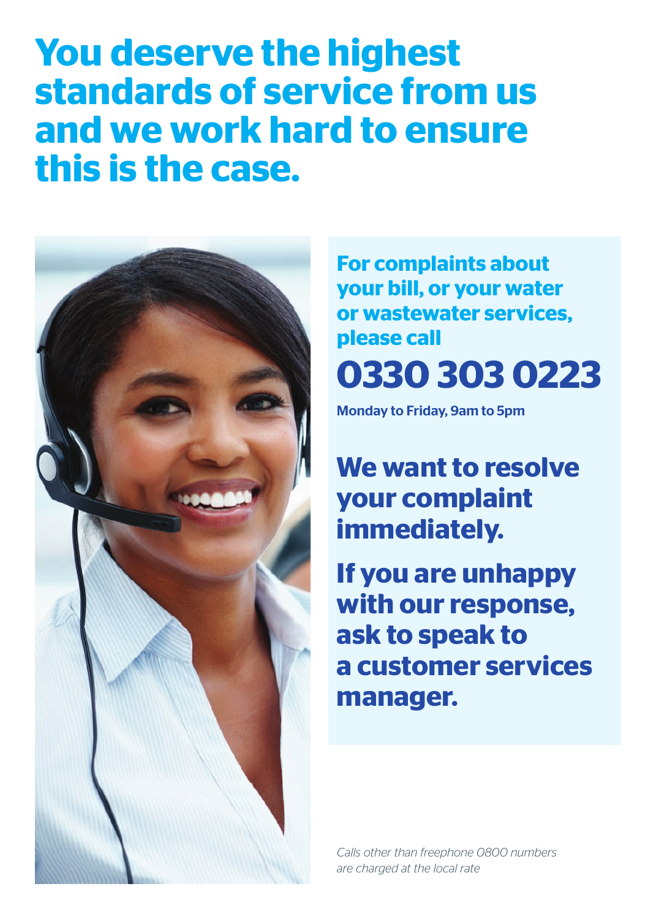# You deserve the highest standards of service from us and we work hard to ensure this is the case.

**For complaints about your bill, or your water or wastewater services, please call**

## 0330 303 0223

**Monday to Friday, 9am to 5pm**

## We want to resolve your complaint immediately.

## If you are unhappy with our response, ask to speak to a customer services manager.

*Calls other than freephone 0800 numbers are charged at the local rate*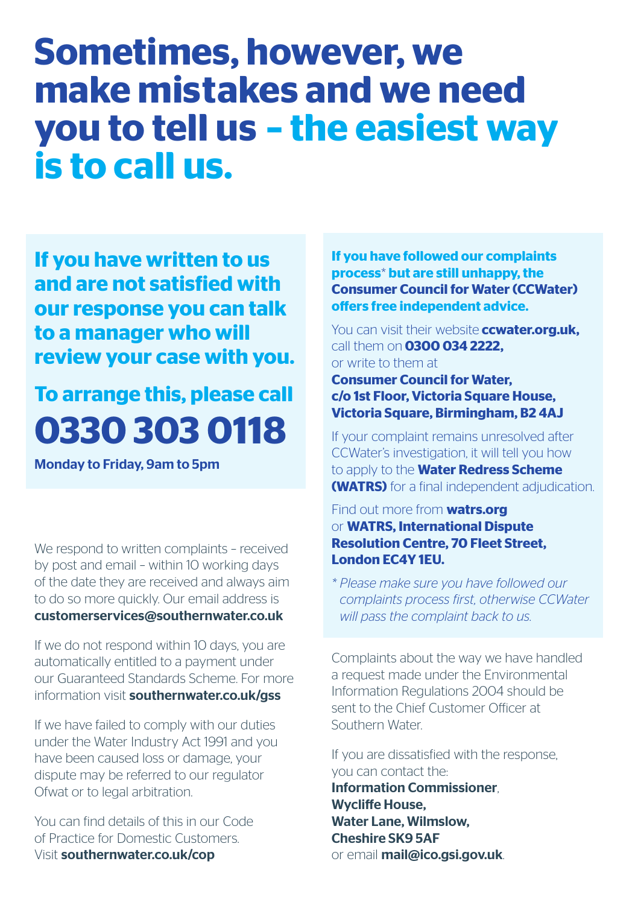# Sometimes, however, we make mistakes and we need you to tell us – the easiest way is to call us.

## If you have written to us and are not satisfied with our response you can talk to a manager who will review your case with you.

## To arrange this, please call **0330 303 0118**

**Monday to Friday, 9am to 5pm**

We respond to written complaints – received by post and email – within 10 working days of the date they are received and always aim to do so more quickly. Our email address is **customerservices@southernwater.co.uk**

If we do not respond within 10 days, you are automatically entitled to a payment under our Guaranteed Standards Scheme. For more information visit **southernwater.co.uk/gss**

If we have failed to comply with our duties under the Water Industry Act 1991 and you have been caused loss or damage, your dispute may be referred to our regulator Ofwat or to legal arbitration.

You can find details of this in our Code of Practice for Domestic Customers. Visit **southernwater.co.uk/cop**

**If you have followed our complaints process* but are still unhappy, the Consumer Council for Water (CCWater) offers free independent advice.**

You can visit their website **ccwater.org.uk,** call them on **0300 034 2222,** or write to them at
**Consumer Council for Water,**
**c/o 1st Floor, Victoria Square House,**
**Victoria Square, Birmingham, B2 4AJ**

If your complaint remains unresolved after CCWater's investigation, it will tell you how to apply to the **Water Redress Scheme (WATRS)** for a final independent adjudication.

Find out more from **watrs.org** or **WATRS, International Dispute Resolution Centre, 70 Fleet Street, London EC4Y 1EU.**

*\* Please make sure you have followed our complaints process first, otherwise CCWater will pass the complaint back to us.*

Complaints about the way we have handled a request made under the Environmental Information Regulations 2004 should be sent to the Chief Customer Officer at Southern Water.

If you are dissatisfied with the response, you can contact the:
**Information Commissioner**,
**Wycliffe House,**
**Water Lane, Wilmslow,**
**Cheshire SK9 5AF**
or email **mail@ico.gsi.gov.uk**.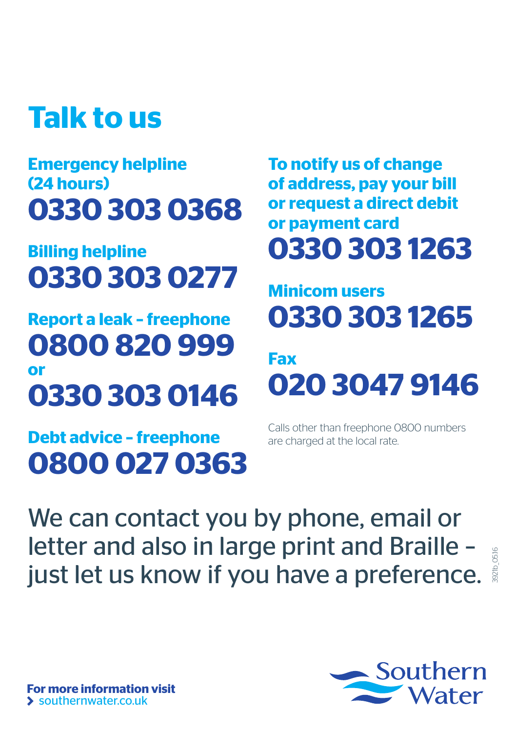# Talk to us

**Emergency helpline (24 hours)**
## 0330 303 0368

**Billing helpline**
## 0330 303 0277

**Report a leak – freephone**
## 0800 820 999
**or**
## 0330 303 0146

**Debt advice – freephone**
## 0800 027 0363

**To notify us of change of address, pay your bill or request a direct debit or payment card**
## 0330 303 1263

**Minicom users**
## 0330 303 1265

**Fax**
## 020 3047 9146

Calls other than freephone 0800 numbers are charged at the local rate.

We can contact you by phone, email or letter and also in large print and Braille – just let us know if you have a preference.

3921b_05.16

**For more information visit**
› southernwater.co.uk

Southern Water